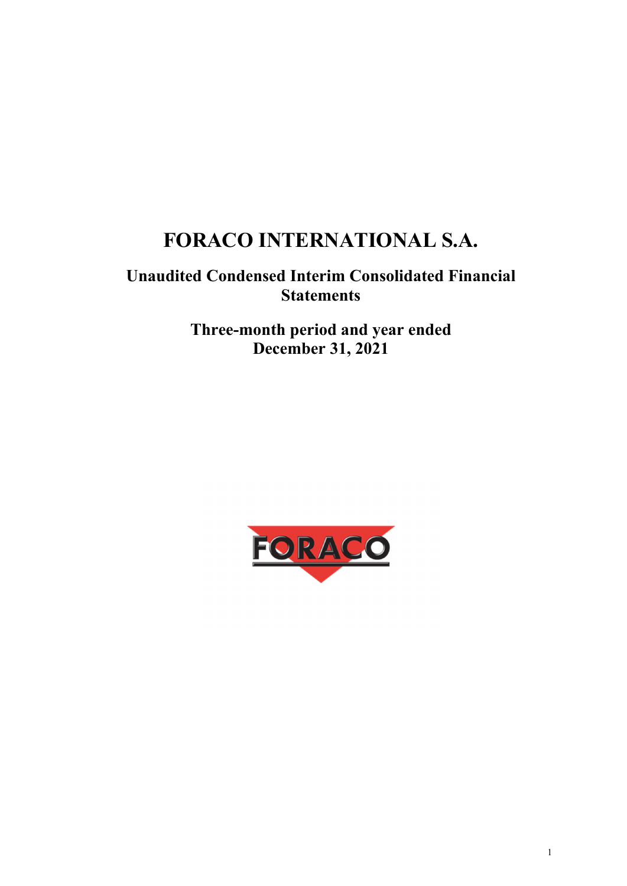# FORACO INTERNATIONAL S.A.

## Unaudited Condensed Interim Consolidated Financial Statements

## Three-month period and year ended December 31, 2021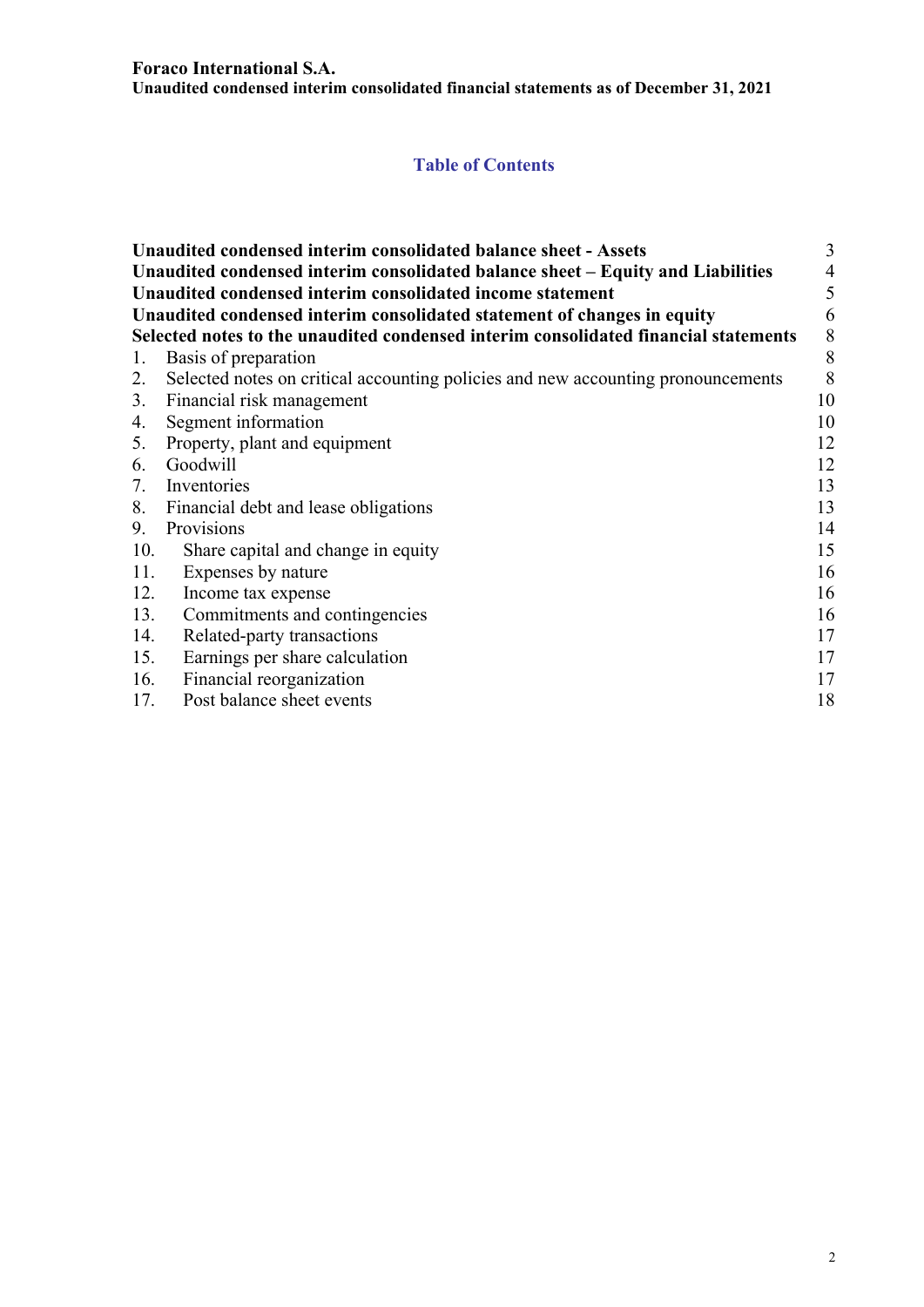## Table of Contents

| | |
|---|---|
| **Unaudited condensed interim consolidated balance sheet - Assets** | 3 |
| **Unaudited condensed interim consolidated balance sheet – Equity and Liabilities** | 4 |
| **Unaudited condensed interim consolidated income statement** | 5 |
| **Unaudited condensed interim consolidated statement of changes in equity** | 6 |
| **Selected notes to the unaudited condensed interim consolidated financial statements** | 8 |
| 1. Basis of preparation | 8 |
| 2. Selected notes on critical accounting policies and new accounting pronouncements | 8 |
| 3. Financial risk management | 10 |
| 4. Segment information | 10 |
| 5. Property, plant and equipment | 12 |
| 6. Goodwill | 12 |
| 7. Inventories | 13 |
| 8. Financial debt and lease obligations | 13 |
| 9. Provisions | 14 |
| 10. Share capital and change in equity | 15 |
| 11. Expenses by nature | 16 |
| 12. Income tax expense | 16 |
| 13. Commitments and contingencies | 16 |
| 14. Related-party transactions | 17 |
| 15. Earnings per share calculation | 17 |
| 16. Financial reorganization | 17 |
| 17. Post balance sheet events | 18 |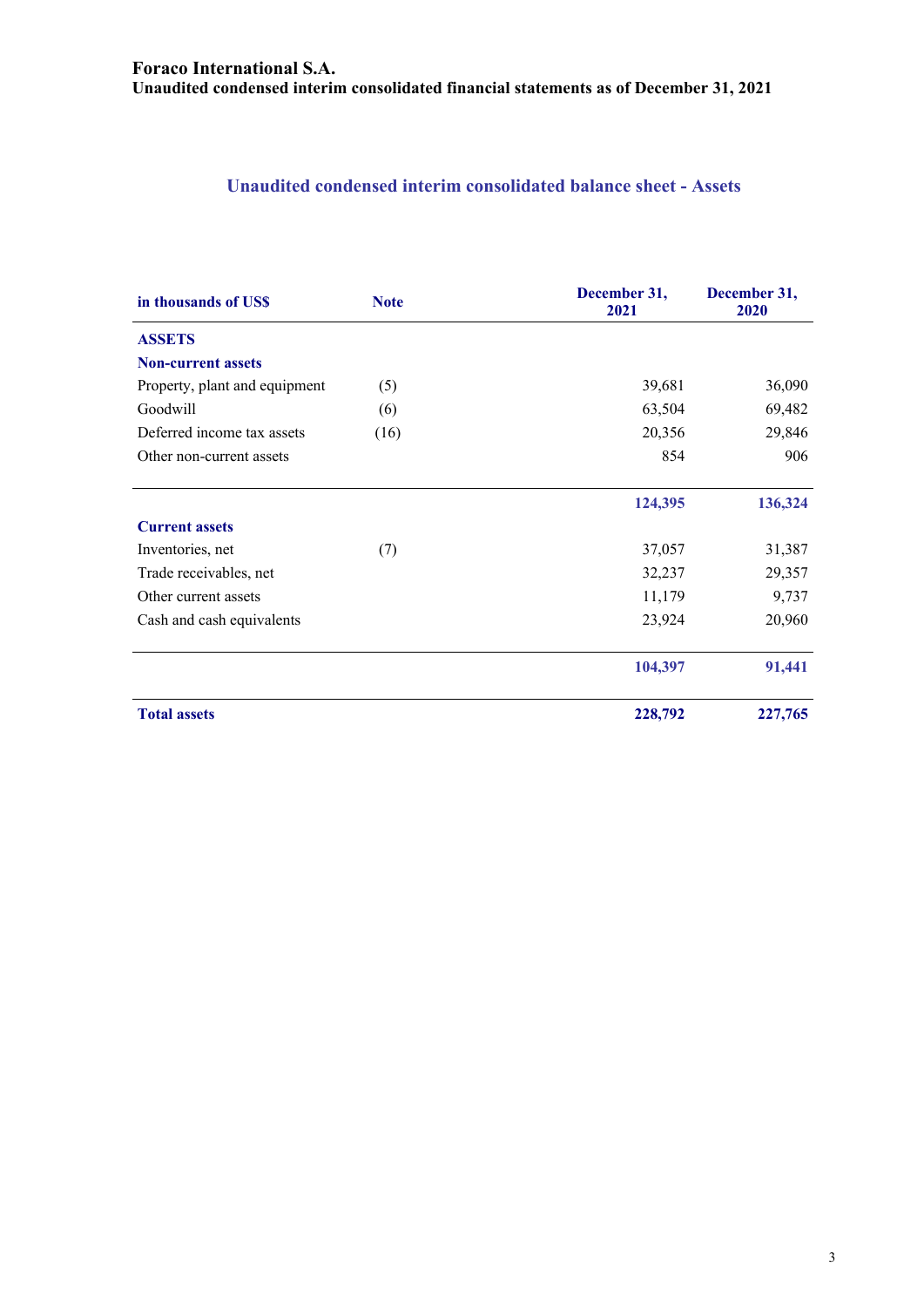**Foraco International S.A.**
**Unaudited condensed interim consolidated financial statements as of December 31, 2021**

## Unaudited condensed interim consolidated balance sheet - Assets

| in thousands of US$ | Note | December 31, 2021 | December 31, 2020 |
|---|---|---|---|
| **ASSETS** | | | |
| **Non-current assets** | | | |
| Property, plant and equipment | (5) | 39,681 | 36,090 |
| Goodwill | (6) | 63,504 | 69,482 |
| Deferred income tax assets | (16) | 20,356 | 29,846 |
| Other non-current assets | | 854 | 906 |
| | | **124,395** | **136,324** |
| **Current assets** | | | |
| Inventories, net | (7) | 37,057 | 31,387 |
| Trade receivables, net | | 32,237 | 29,357 |
| Other current assets | | 11,179 | 9,737 |
| Cash and cash equivalents | | 23,924 | 20,960 |
| | | **104,397** | **91,441** |
| **Total assets** | | **228,792** | **227,765** |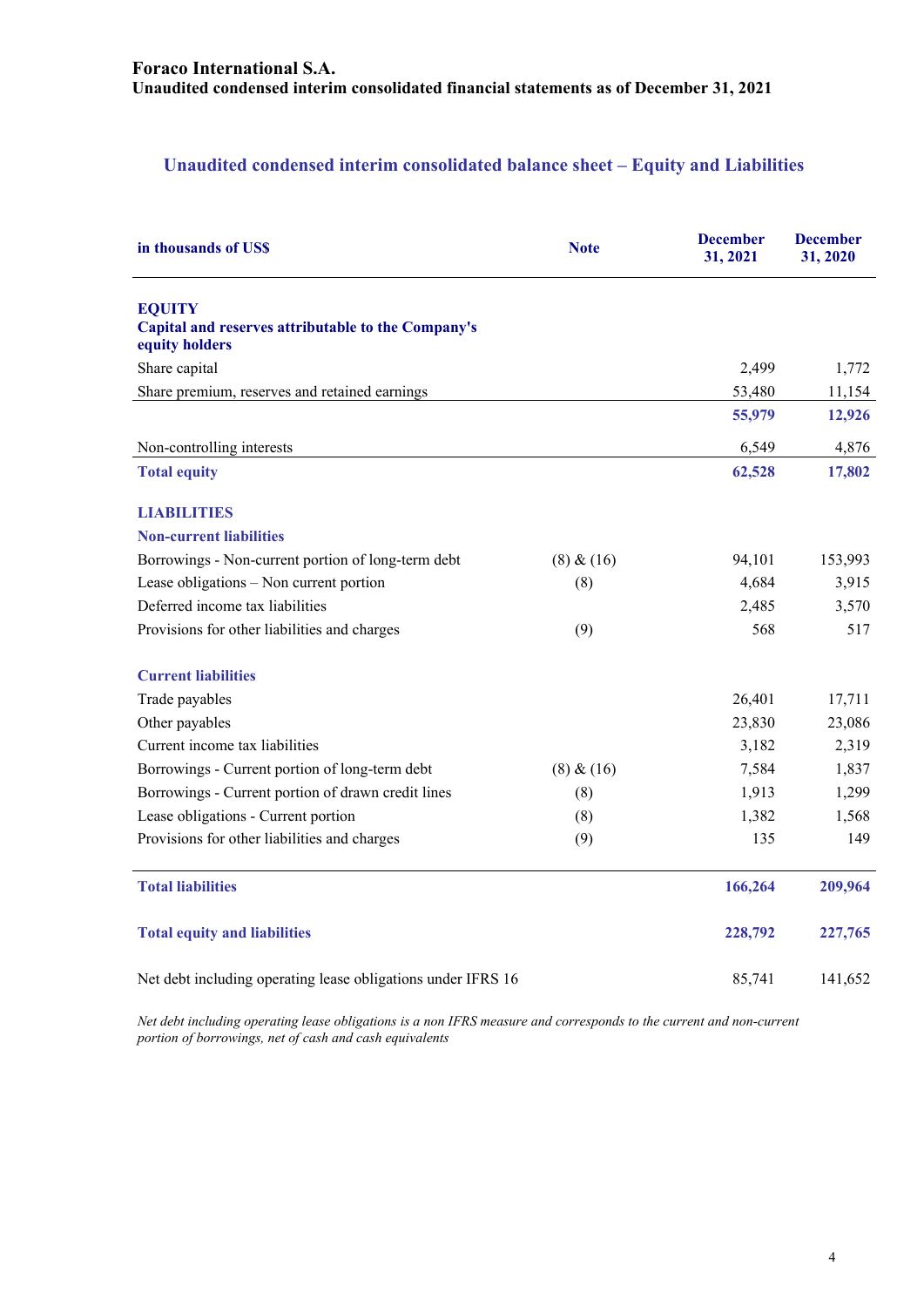**Foraco International S.A.**
**Unaudited condensed interim consolidated financial statements as of December 31, 2021**

## Unaudited condensed interim consolidated balance sheet – Equity and Liabilities

| in thousands of US$ | Note | December 31, 2021 | December 31, 2020 |
|---|---|---|---|
| **EQUITY** | | | |
| **Capital and reserves attributable to the Company's equity holders** | | | |
| Share capital | | 2,499 | 1,772 |
| Share premium, reserves and retained earnings | | 53,480 | 11,154 |
| | | **55,979** | **12,926** |
| Non-controlling interests | | 6,549 | 4,876 |
| **Total equity** | | **62,528** | **17,802** |
| **LIABILITIES** | | | |
| **Non-current liabilities** | | | |
| Borrowings - Non-current portion of long-term debt | (8) & (16) | 94,101 | 153,993 |
| Lease obligations – Non current portion | (8) | 4,684 | 3,915 |
| Deferred income tax liabilities | | 2,485 | 3,570 |
| Provisions for other liabilities and charges | (9) | 568 | 517 |
| **Current liabilities** | | | |
| Trade payables | | 26,401 | 17,711 |
| Other payables | | 23,830 | 23,086 |
| Current income tax liabilities | | 3,182 | 2,319 |
| Borrowings - Current portion of long-term debt | (8) & (16) | 7,584 | 1,837 |
| Borrowings - Current portion of drawn credit lines | (8) | 1,913 | 1,299 |
| Lease obligations - Current portion | (8) | 1,382 | 1,568 |
| Provisions for other liabilities and charges | (9) | 135 | 149 |
| **Total liabilities** | | **166,264** | **209,964** |
| **Total equity and liabilities** | | **228,792** | **227,765** |
| Net debt including operating lease obligations under IFRS 16 | | 85,741 | 141,652 |

*Net debt including operating lease obligations is a non IFRS measure and corresponds to the current and non-current portion of borrowings, net of cash and cash equivalents*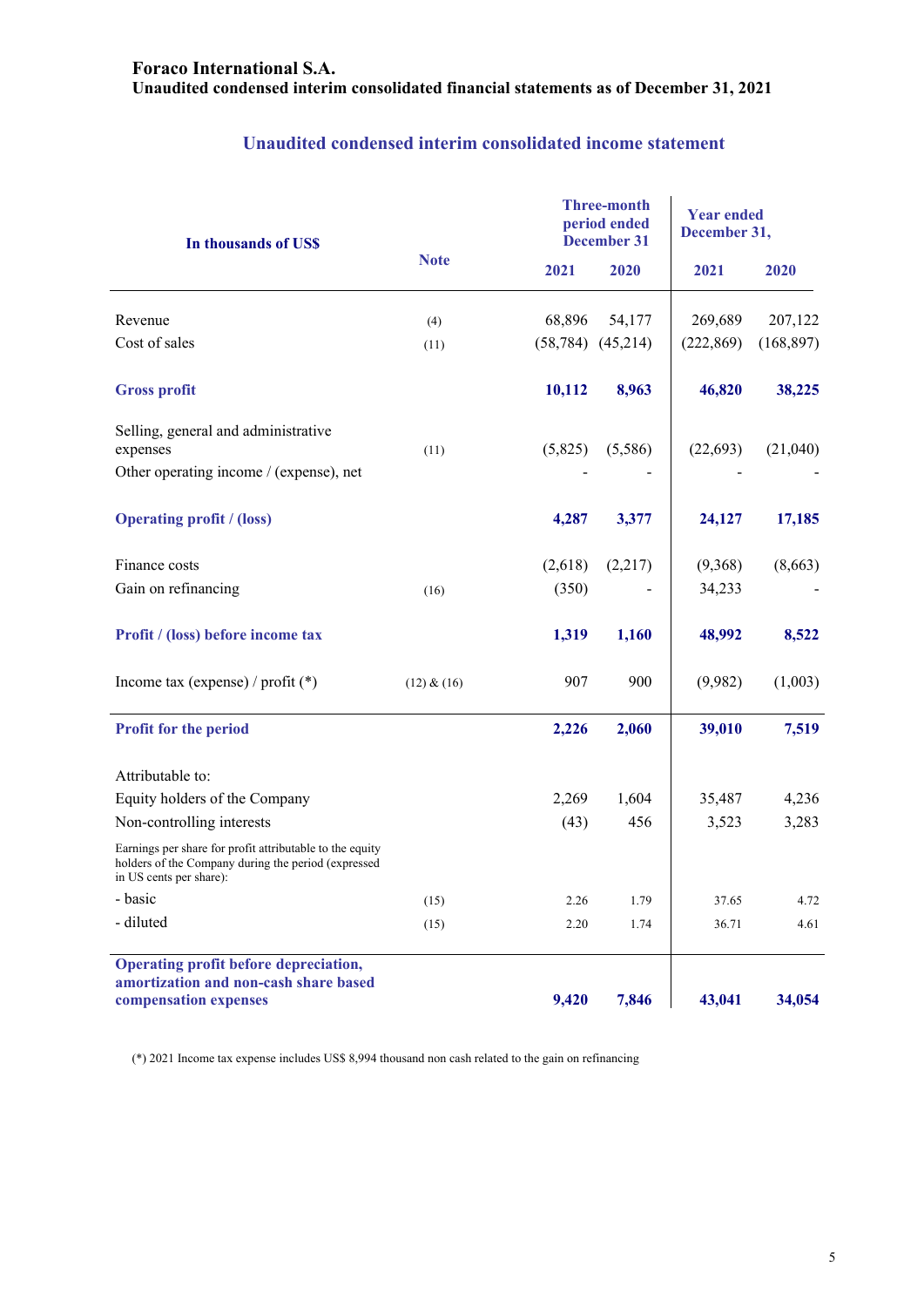# Foraco International S.A.

## Unaudited condensed interim consolidated financial statements as of December 31, 2021

### Unaudited condensed interim consolidated income statement

| In thousands of US$ | Note | Three-month period ended December 31 | | Year ended December 31, | |
|---|---|---|---|---|---|
| | | 2021 | 2020 | 2021 | 2020 |
| Revenue | (4) | 68,896 | 54,177 | 269,689 | 207,122 |
| Cost of sales | (11) | (58,784) | (45,214) | (222,869) | (168,897) |
| **Gross profit** | | **10,112** | **8,963** | **46,820** | **38,225** |
| Selling, general and administrative expenses | (11) | (5,825) | (5,586) | (22,693) | (21,040) |
| Other operating income / (expense), net | | - | - | - | - |
| **Operating profit / (loss)** | | **4,287** | **3,377** | **24,127** | **17,185** |
| Finance costs | | (2,618) | (2,217) | (9,368) | (8,663) |
| Gain on refinancing | (16) | (350) | - | 34,233 | - |
| **Profit / (loss) before income tax** | | **1,319** | **1,160** | **48,992** | **8,522** |
| Income tax (expense) / profit (*) | (12) & (16) | 907 | 900 | (9,982) | (1,003) |
| **Profit for the period** | | **2,226** | **2,060** | **39,010** | **7,519** |
| Attributable to: | | | | | |
| Equity holders of the Company | | 2,269 | 1,604 | 35,487 | 4,236 |
| Non-controlling interests | | (43) | 456 | 3,523 | 3,283 |
| Earnings per share for profit attributable to the equity holders of the Company during the period (expressed in US cents per share): | | | | | |
| - basic | (15) | 2.26 | 1.79 | 37.65 | 4.72 |
| - diluted | (15) | 2.20 | 1.74 | 36.71 | 4.61 |
| **Operating profit before depreciation, amortization and non-cash share based compensation expenses** | | **9,420** | **7,846** | **43,041** | **34,054** |

(*) 2021 Income tax expense includes US$ 8,994 thousand non cash related to the gain on refinancing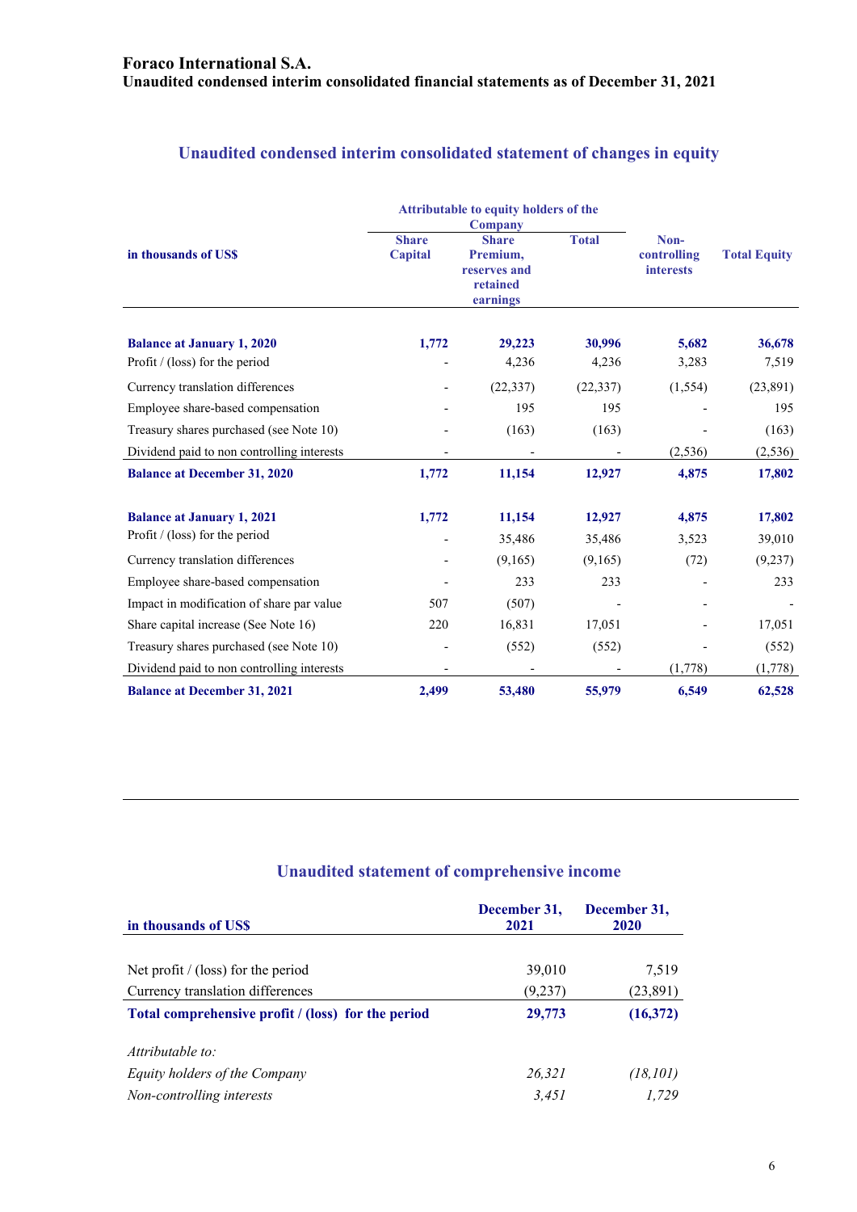**Foraco International S.A.**
**Unaudited condensed interim consolidated financial statements as of December 31, 2021**

## Unaudited condensed interim consolidated statement of changes in equity

| in thousands of US$ | Attributable to equity holders of the Company | | | Non-controlling interests | Total Equity |
|---|---|---|---|---|---|
| | Share Capital | Share Premium, reserves and retained earnings | Total | | |
| **Balance at January 1, 2020** | **1,772** | **29,223** | **30,996** | **5,682** | **36,678** |
| Profit / (loss) for the period | - | 4,236 | 4,236 | 3,283 | 7,519 |
| Currency translation differences | - | (22,337) | (22,337) | (1,554) | (23,891) |
| Employee share-based compensation | - | 195 | 195 | - | 195 |
| Treasury shares purchased (see Note 10) | - | (163) | (163) | - | (163) |
| Dividend paid to non controlling interests | - | - | - | (2,536) | (2,536) |
| **Balance at December 31, 2020** | **1,772** | **11,154** | **12,927** | **4,875** | **17,802** |
| | | | | | |
| **Balance at January 1, 2021** | **1,772** | **11,154** | **12,927** | **4,875** | **17,802** |
| Profit / (loss) for the period | - | 35,486 | 35,486 | 3,523 | 39,010 |
| Currency translation differences | - | (9,165) | (9,165) | (72) | (9,237) |
| Employee share-based compensation | - | 233 | 233 | - | 233 |
| Impact in modification of share par value | 507 | (507) | - | - | - |
| Share capital increase (See Note 16) | 220 | 16,831 | 17,051 | - | 17,051 |
| Treasury shares purchased (see Note 10) | - | (552) | (552) | - | (552) |
| Dividend paid to non controlling interests | - | - | - | (1,778) | (1,778) |
| **Balance at December 31, 2021** | **2,499** | **53,480** | **55,979** | **6,549** | **62,528** |

## Unaudited statement of comprehensive income

| in thousands of US$ | December 31, 2021 | December 31, 2020 |
|---|---|---|
| Net profit / (loss) for the period | 39,010 | 7,519 |
| Currency translation differences | (9,237) | (23,891) |
| **Total comprehensive profit / (loss) for the period** | **29,773** | **(16,372)** |
| *Attributable to:* | | |
| *Equity holders of the Company* | *26,321* | *(18,101)* |
| *Non-controlling interests* | *3,451* | *1,729* |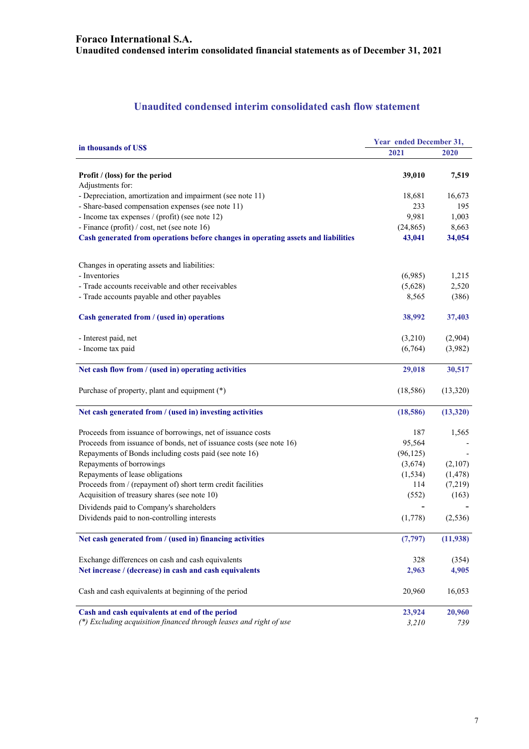**Foraco International S.A.**
**Unaudited condensed interim consolidated financial statements as of December 31, 2021**

## Unaudited condensed interim consolidated cash flow statement

| in thousands of US$ | Year ended December 31, 2021 | Year ended December 31, 2020 |
|---|---|---|
| **Profit / (loss) for the period** | **39,010** | **7,519** |
| Adjustments for: | | |
| - Depreciation, amortization and impairment (see note 11) | 18,681 | 16,673 |
| - Share-based compensation expenses (see note 11) | 233 | 195 |
| - Income tax expenses / (profit) (see note 12) | 9,981 | 1,003 |
| - Finance (profit) / cost, net (see note 16) | (24,865) | 8,663 |
| **Cash generated from operations before changes in operating assets and liabilities** | **43,041** | **34,054** |
| Changes in operating assets and liabilities: | | |
| - Inventories | (6,985) | 1,215 |
| - Trade accounts receivable and other receivables | (5,628) | 2,520 |
| - Trade accounts payable and other payables | 8,565 | (386) |
| **Cash generated from / (used in) operations** | **38,992** | **37,403** |
| - Interest paid, net | (3,210) | (2,904) |
| - Income tax paid | (6,764) | (3,982) |
| **Net cash flow from / (used in) operating activities** | **29,018** | **30,517** |
| Purchase of property, plant and equipment (*) | (18,586) | (13,320) |
| **Net cash generated from / (used in) investing activities** | **(18,586)** | **(13,320)** |
| Proceeds from issuance of borrowings, net of issuance costs | 187 | 1,565 |
| Proceeds from issuance of bonds, net of issuance costs (see note 16) | 95,564 | - |
| Repayments of Bonds including costs paid (see note 16) | (96,125) | - |
| Repayments of borrowings | (3,674) | (2,107) |
| Repayments of lease obligations | (1,534) | (1,478) |
| Proceeds from / (repayment of) short term credit facilities | 114 | (7,219) |
| Acquisition of treasury shares (see note 10) | (552) | (163) |
| Dividends paid to Company's shareholders | - | - |
| Dividends paid to non-controlling interests | (1,778) | (2,536) |
| **Net cash generated from / (used in) financing activities** | **(7,797)** | **(11,938)** |
| Exchange differences on cash and cash equivalents | 328 | (354) |
| **Net increase / (decrease) in cash and cash equivalents** | **2,963** | **4,905** |
| Cash and cash equivalents at beginning of the period | 20,960 | 16,053 |
| **Cash and cash equivalents at end of the period** | **23,924** | **20,960** |
| *(\*) Excluding acquisition financed through leases and right of use* | *3,210* | *739* |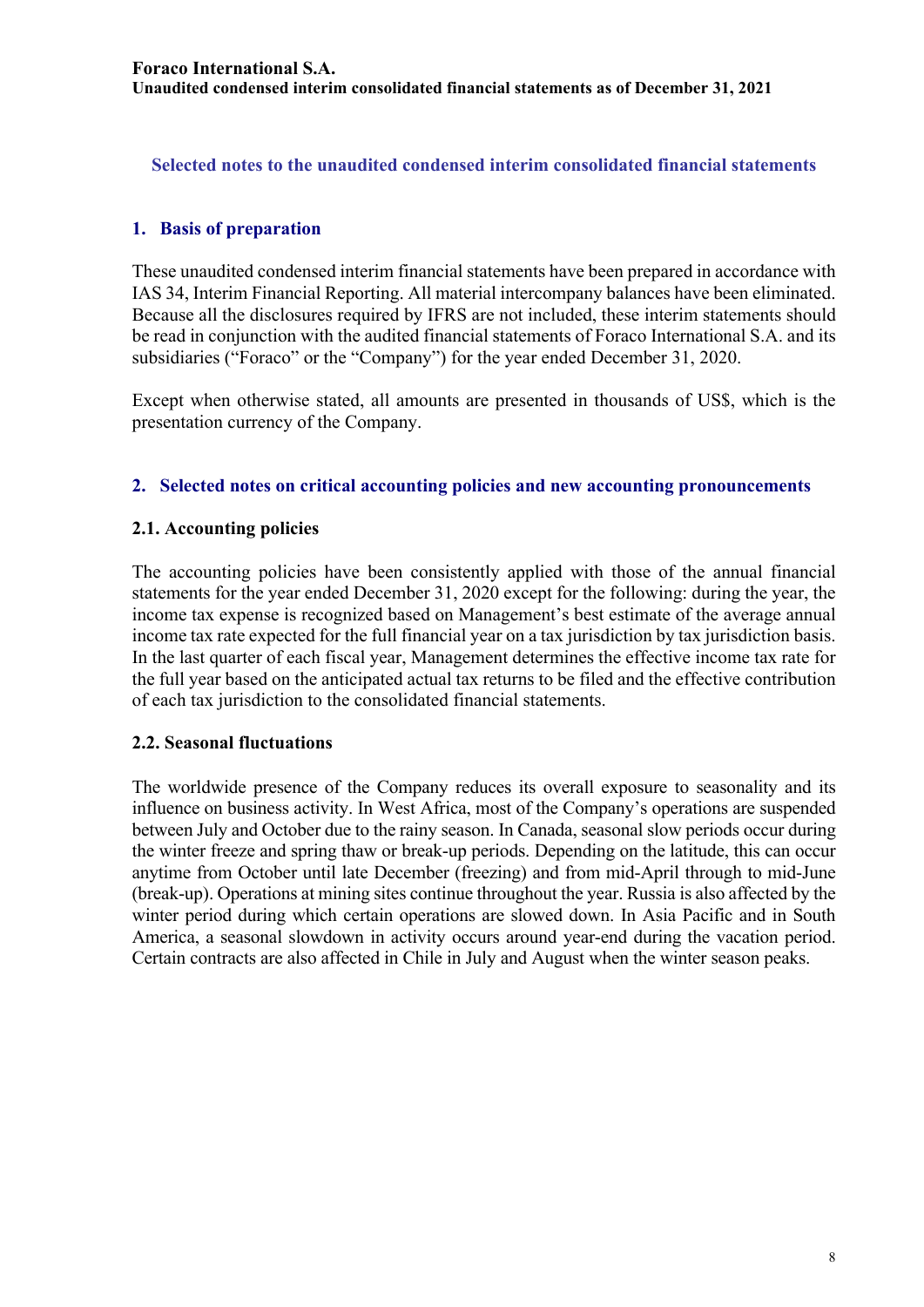## Selected notes to the unaudited condensed interim consolidated financial statements

## 1. Basis of preparation

These unaudited condensed interim financial statements have been prepared in accordance with IAS 34, Interim Financial Reporting. All material intercompany balances have been eliminated. Because all the disclosures required by IFRS are not included, these interim statements should be read in conjunction with the audited financial statements of Foraco International S.A. and its subsidiaries ("Foraco" or the "Company") for the year ended December 31, 2020.

Except when otherwise stated, all amounts are presented in thousands of US$, which is the presentation currency of the Company.

## 2. Selected notes on critical accounting policies and new accounting pronouncements

### 2.1. Accounting policies

The accounting policies have been consistently applied with those of the annual financial statements for the year ended December 31, 2020 except for the following: during the year, the income tax expense is recognized based on Management's best estimate of the average annual income tax rate expected for the full financial year on a tax jurisdiction by tax jurisdiction basis. In the last quarter of each fiscal year, Management determines the effective income tax rate for the full year based on the anticipated actual tax returns to be filed and the effective contribution of each tax jurisdiction to the consolidated financial statements.

### 2.2. Seasonal fluctuations

The worldwide presence of the Company reduces its overall exposure to seasonality and its influence on business activity. In West Africa, most of the Company's operations are suspended between July and October due to the rainy season. In Canada, seasonal slow periods occur during the winter freeze and spring thaw or break-up periods. Depending on the latitude, this can occur anytime from October until late December (freezing) and from mid-April through to mid-June (break-up). Operations at mining sites continue throughout the year. Russia is also affected by the winter period during which certain operations are slowed down. In Asia Pacific and in South America, a seasonal slowdown in activity occurs around year-end during the vacation period. Certain contracts are also affected in Chile in July and August when the winter season peaks.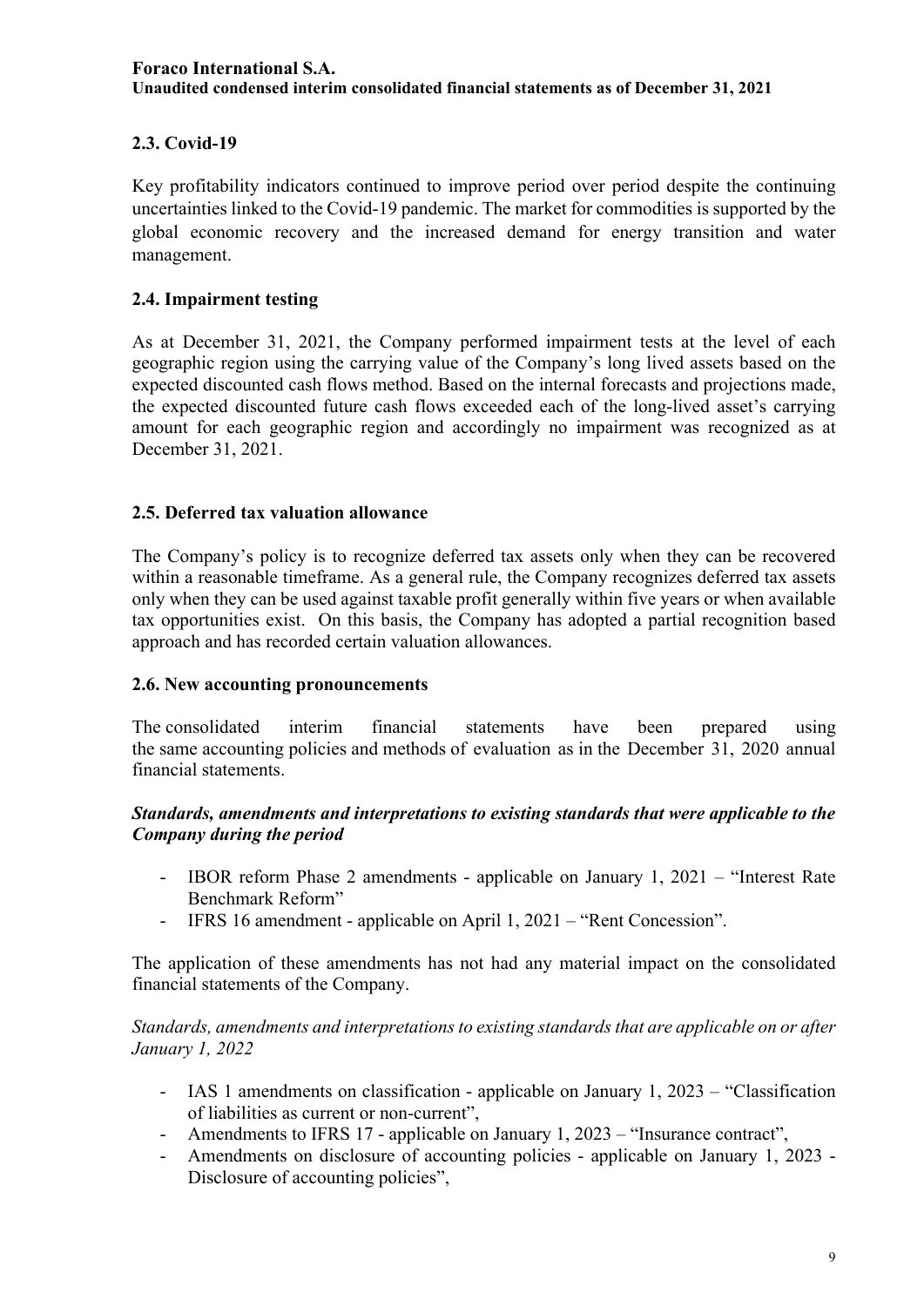### 2.3. Covid-19

Key profitability indicators continued to improve period over period despite the continuing uncertainties linked to the Covid-19 pandemic. The market for commodities is supported by the global economic recovery and the increased demand for energy transition and water management.

### 2.4. Impairment testing

As at December 31, 2021, the Company performed impairment tests at the level of each geographic region using the carrying value of the Company's long lived assets based on the expected discounted cash flows method. Based on the internal forecasts and projections made, the expected discounted future cash flows exceeded each of the long-lived asset's carrying amount for each geographic region and accordingly no impairment was recognized as at December 31, 2021.

### 2.5. Deferred tax valuation allowance

The Company's policy is to recognize deferred tax assets only when they can be recovered within a reasonable timeframe. As a general rule, the Company recognizes deferred tax assets only when they can be used against taxable profit generally within five years or when available tax opportunities exist. On this basis, the Company has adopted a partial recognition based approach and has recorded certain valuation allowances.

### 2.6. New accounting pronouncements

The consolidated interim financial statements have been prepared using the same accounting policies and methods of evaluation as in the December 31, 2020 annual financial statements.

***Standards, amendments and interpretations to existing standards that were applicable to the Company during the period***

- IBOR reform Phase 2 amendments - applicable on January 1, 2021 – "Interest Rate Benchmark Reform"
- IFRS 16 amendment - applicable on April 1, 2021 – "Rent Concession".

The application of these amendments has not had any material impact on the consolidated financial statements of the Company.

*Standards, amendments and interpretations to existing standards that are applicable on or after January 1, 2022*

- IAS 1 amendments on classification - applicable on January 1, 2023 – "Classification of liabilities as current or non-current",
- Amendments to IFRS 17 - applicable on January 1, 2023 – "Insurance contract",
- Amendments on disclosure of accounting policies - applicable on January 1, 2023 - Disclosure of accounting policies",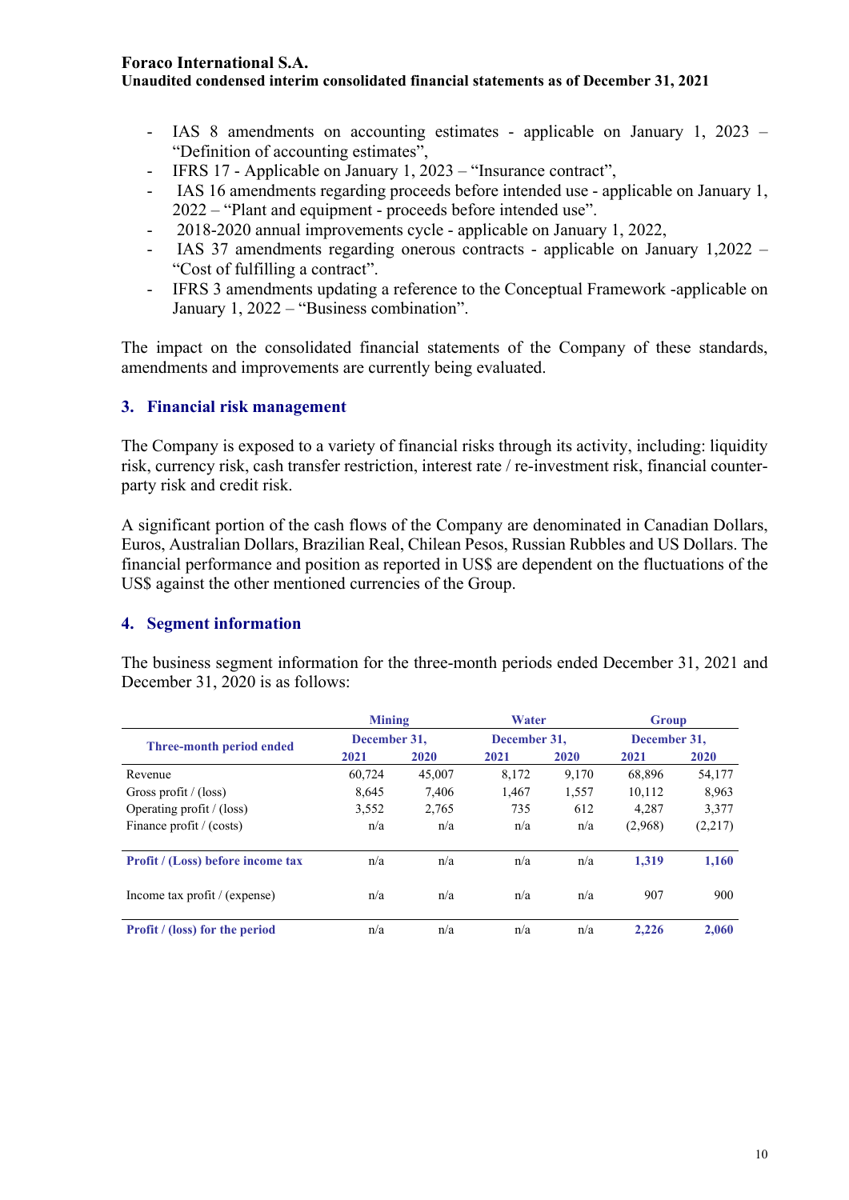- IAS 8 amendments on accounting estimates - applicable on January 1, 2023 – "Definition of accounting estimates",
- IFRS 17 - Applicable on January 1, 2023 – "Insurance contract",
- IAS 16 amendments regarding proceeds before intended use - applicable on January 1, 2022 – "Plant and equipment - proceeds before intended use".
- 2018-2020 annual improvements cycle - applicable on January 1, 2022,
- IAS 37 amendments regarding onerous contracts - applicable on January 1,2022 – "Cost of fulfilling a contract".
- IFRS 3 amendments updating a reference to the Conceptual Framework -applicable on January 1, 2022 – "Business combination".

The impact on the consolidated financial statements of the Company of these standards, amendments and improvements are currently being evaluated.

## 3. Financial risk management

The Company is exposed to a variety of financial risks through its activity, including: liquidity risk, currency risk, cash transfer restriction, interest rate / re-investment risk, financial counter-party risk and credit risk.

A significant portion of the cash flows of the Company are denominated in Canadian Dollars, Euros, Australian Dollars, Brazilian Real, Chilean Pesos, Russian Rubbles and US Dollars. The financial performance and position as reported in US$ are dependent on the fluctuations of the US$ against the other mentioned currencies of the Group.

## 4. Segment information

The business segment information for the three-month periods ended December 31, 2021 and December 31, 2020 is as follows:

| | Mining | | Water | | Group | |
|---|---|---|---|---|---|---|
| **Three-month period ended** | **December 31,** | | **December 31,** | | **December 31,** | |
| | **2021** | **2020** | **2021** | **2020** | **2021** | **2020** |
| Revenue | 60,724 | 45,007 | 8,172 | 9,170 | 68,896 | 54,177 |
| Gross profit / (loss) | 8,645 | 7,406 | 1,467 | 1,557 | 10,112 | 8,963 |
| Operating profit / (loss) | 3,552 | 2,765 | 735 | 612 | 4,287 | 3,377 |
| Finance profit / (costs) | n/a | n/a | n/a | n/a | (2,968) | (2,217) |
| **Profit / (Loss) before income tax** | n/a | n/a | n/a | n/a | **1,319** | **1,160** |
| Income tax profit / (expense) | n/a | n/a | n/a | n/a | 907 | 900 |
| **Profit / (loss) for the period** | n/a | n/a | n/a | n/a | **2,226** | **2,060** |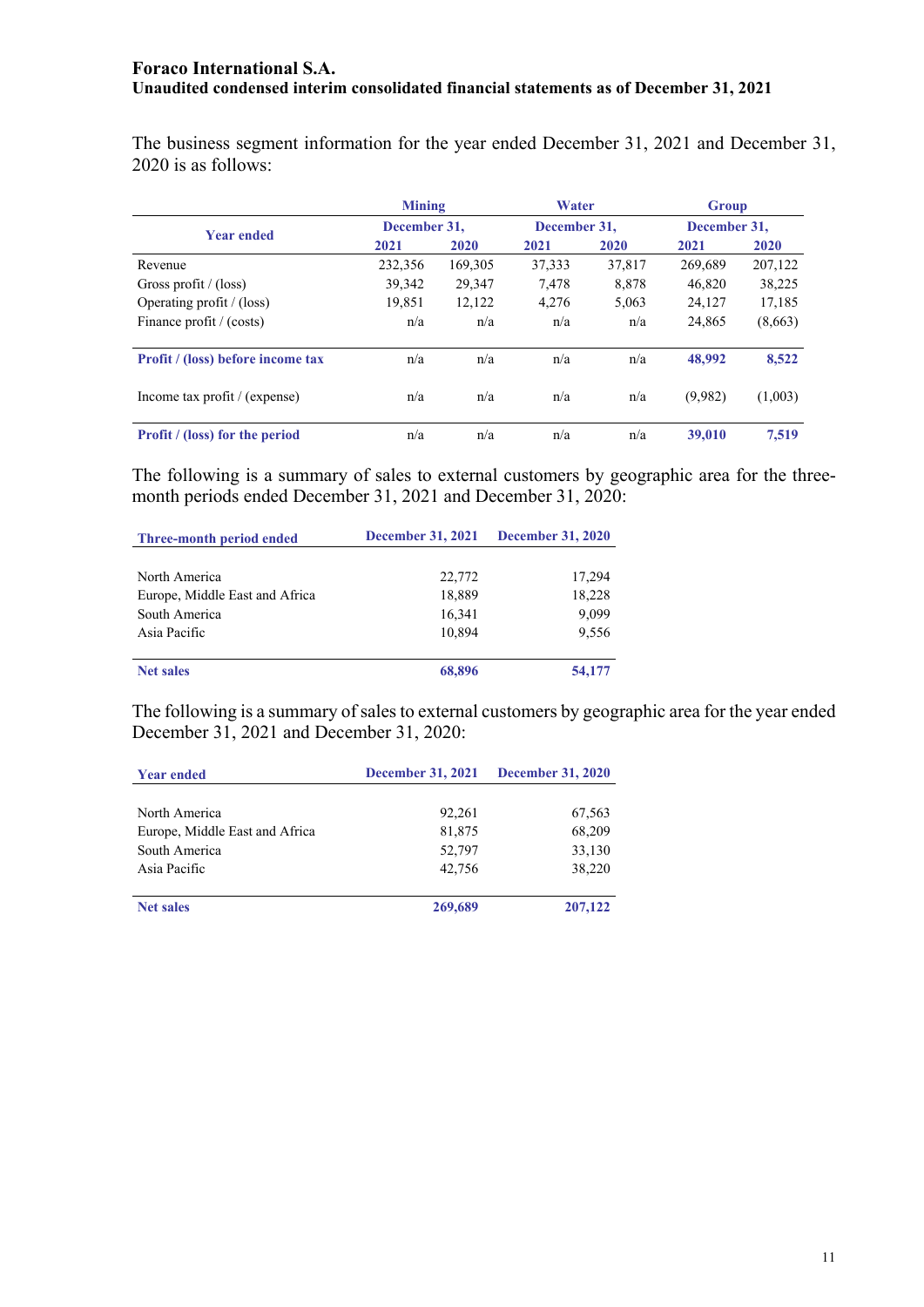The business segment information for the year ended December 31, 2021 and December 31, 2020 is as follows:

| Year ended | Mining | | Water | | Group | |
|---|---|---|---|---|---|---|
| | December 31, | | December 31, | | December 31, | |
| | 2021 | 2020 | 2021 | 2020 | 2021 | 2020 |
| Revenue | 232,356 | 169,305 | 37,333 | 37,817 | 269,689 | 207,122 |
| Gross profit / (loss) | 39,342 | 29,347 | 7,478 | 8,878 | 46,820 | 38,225 |
| Operating profit / (loss) | 19,851 | 12,122 | 4,276 | 5,063 | 24,127 | 17,185 |
| Finance profit / (costs) | n/a | n/a | n/a | n/a | 24,865 | (8,663) |
| **Profit / (loss) before income tax** | n/a | n/a | n/a | n/a | **48,992** | **8,522** |
| Income tax profit / (expense) | n/a | n/a | n/a | n/a | (9,982) | (1,003) |
| **Profit / (loss) for the period** | n/a | n/a | n/a | n/a | **39,010** | **7,519** |

The following is a summary of sales to external customers by geographic area for the three-month periods ended December 31, 2021 and December 31, 2020:

| Three-month period ended | December 31, 2021 | December 31, 2020 |
|---|---|---|
| North America | 22,772 | 17,294 |
| Europe, Middle East and Africa | 18,889 | 18,228 |
| South America | 16,341 | 9,099 |
| Asia Pacific | 10,894 | 9,556 |
| **Net sales** | **68,896** | **54,177** |

The following is a summary of sales to external customers by geographic area for the year ended December 31, 2021 and December 31, 2020:

| Year ended | December 31, 2021 | December 31, 2020 |
|---|---|---|
| North America | 92,261 | 67,563 |
| Europe, Middle East and Africa | 81,875 | 68,209 |
| South America | 52,797 | 33,130 |
| Asia Pacific | 42,756 | 38,220 |
| **Net sales** | **269,689** | **207,122** |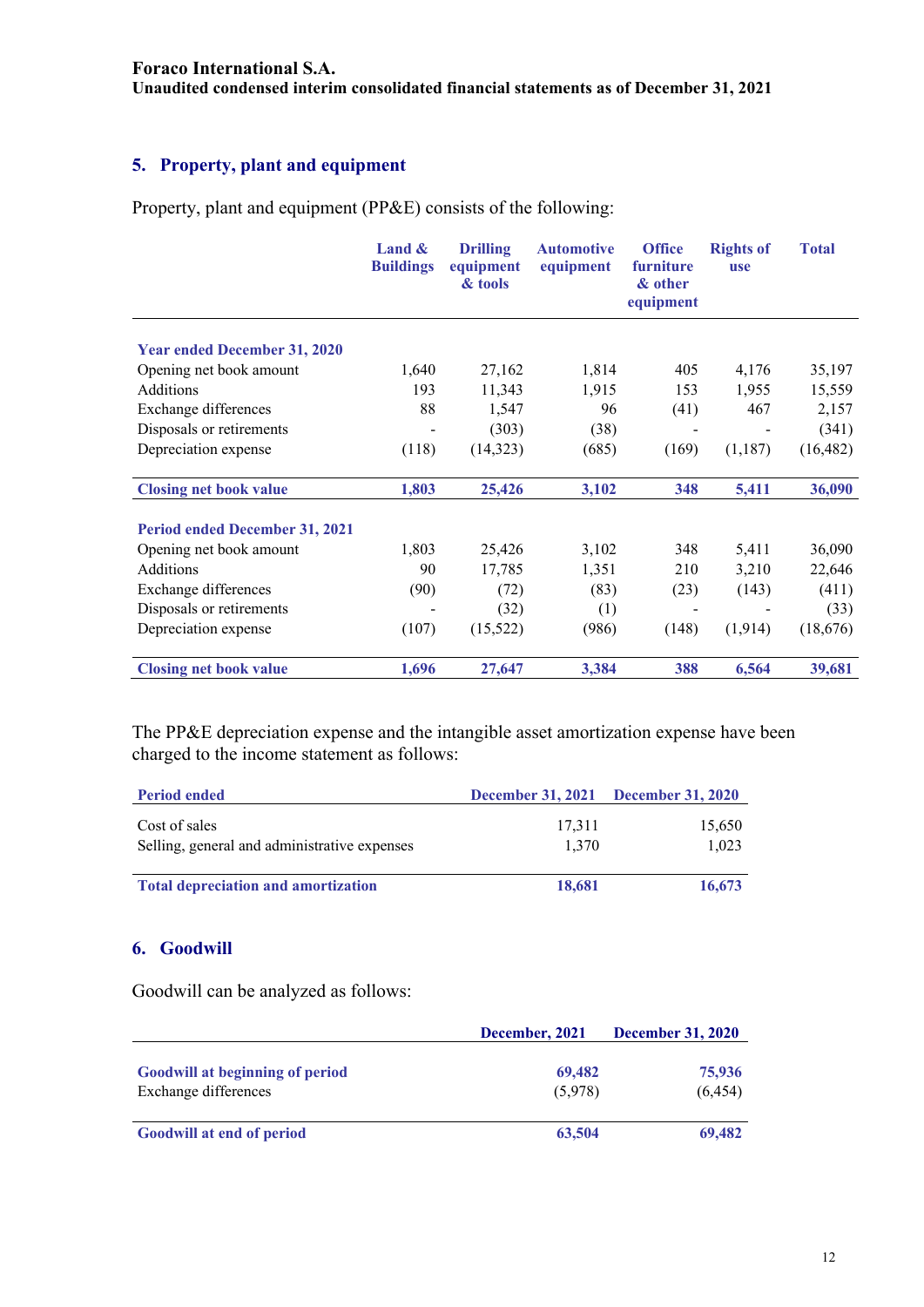Foraco International S.A.
Unaudited condensed interim consolidated financial statements as of December 31, 2021

## 5. Property, plant and equipment

Property, plant and equipment (PP&E) consists of the following:

| | Land & Buildings | Drilling equipment & tools | Automotive equipment | Office furniture & other equipment | Rights of use | Total |
|---|---|---|---|---|---|---|
| **Year ended December 31, 2020** | | | | | | |
| Opening net book amount | 1,640 | 27,162 | 1,814 | 405 | 4,176 | 35,197 |
| Additions | 193 | 11,343 | 1,915 | 153 | 1,955 | 15,559 |
| Exchange differences | 88 | 1,547 | 96 | (41) | 467 | 2,157 |
| Disposals or retirements | - | (303) | (38) | - | - | (341) |
| Depreciation expense | (118) | (14,323) | (685) | (169) | (1,187) | (16,482) |
| **Closing net book value** | **1,803** | **25,426** | **3,102** | **348** | **5,411** | **36,090** |
| **Period ended December 31, 2021** | | | | | | |
| Opening net book amount | 1,803 | 25,426 | 3,102 | 348 | 5,411 | 36,090 |
| Additions | 90 | 17,785 | 1,351 | 210 | 3,210 | 22,646 |
| Exchange differences | (90) | (72) | (83) | (23) | (143) | (411) |
| Disposals or retirements | - | (32) | (1) | - | - | (33) |
| Depreciation expense | (107) | (15,522) | (986) | (148) | (1,914) | (18,676) |
| **Closing net book value** | **1,696** | **27,647** | **3,384** | **388** | **6,564** | **39,681** |

The PP&E depreciation expense and the intangible asset amortization expense have been charged to the income statement as follows:

| Period ended | December 31, 2021 | December 31, 2020 |
|---|---|---|
| Cost of sales | 17,311 | 15,650 |
| Selling, general and administrative expenses | 1,370 | 1,023 |
| **Total depreciation and amortization** | **18,681** | **16,673** |

## 6. Goodwill

Goodwill can be analyzed as follows:

| | December, 2021 | December 31, 2020 |
|---|---|---|
| **Goodwill at beginning of period** | **69,482** | **75,936** |
| Exchange differences | (5,978) | (6,454) |
| **Goodwill at end of period** | **63,504** | **69,482** |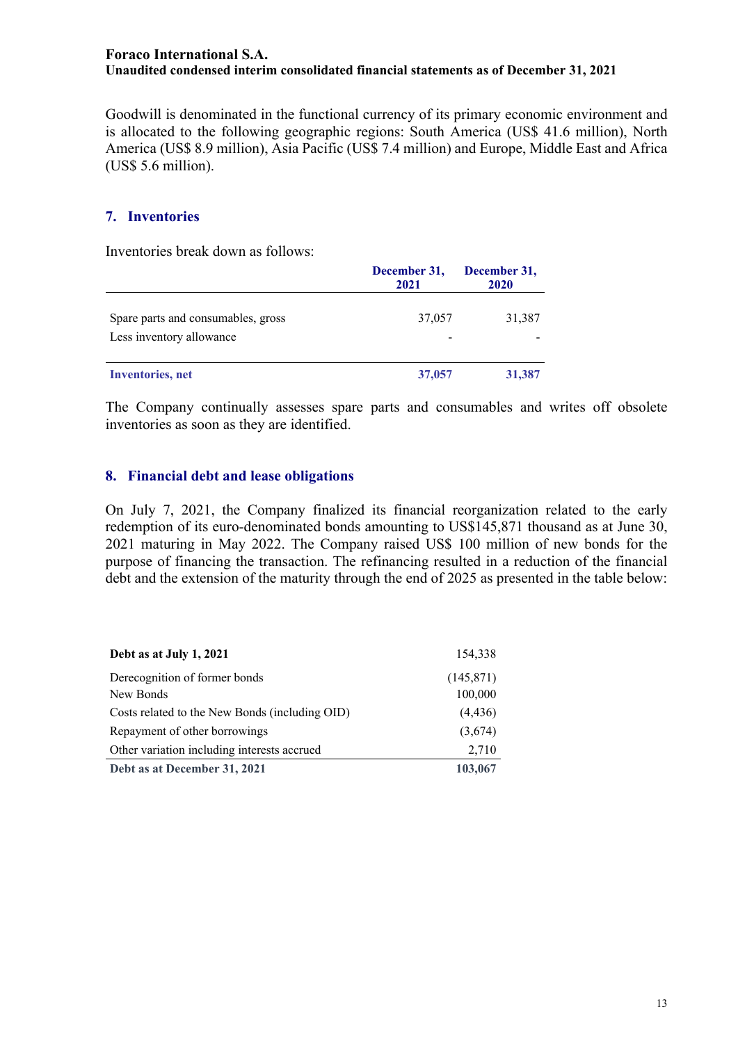Goodwill is denominated in the functional currency of its primary economic environment and is allocated to the following geographic regions: South America (US$ 41.6 million), North America (US$ 8.9 million), Asia Pacific (US$ 7.4 million) and Europe, Middle East and Africa (US$ 5.6 million).

## 7. Inventories

Inventories break down as follows:

| | December 31, 2021 | December 31, 2020 |
|---|---|---|
| Spare parts and consumables, gross | 37,057 | 31,387 |
| Less inventory allowance | - | - |
| **Inventories, net** | **37,057** | **31,387** |

The Company continually assesses spare parts and consumables and writes off obsolete inventories as soon as they are identified.

## 8. Financial debt and lease obligations

On July 7, 2021, the Company finalized its financial reorganization related to the early redemption of its euro-denominated bonds amounting to US$145,871 thousand as at June 30, 2021 maturing in May 2022. The Company raised US$ 100 million of new bonds for the purpose of financing the transaction. The refinancing resulted in a reduction of the financial debt and the extension of the maturity through the end of 2025 as presented in the table below:

| | |
|---|---|
| **Debt as at July 1, 2021** | 154,338 |
| Derecognition of former bonds | (145,871) |
| New Bonds | 100,000 |
| Costs related to the New Bonds (including OID) | (4,436) |
| Repayment of other borrowings | (3,674) |
| Other variation including interests accrued | 2,710 |
| **Debt as at December 31, 2021** | **103,067** |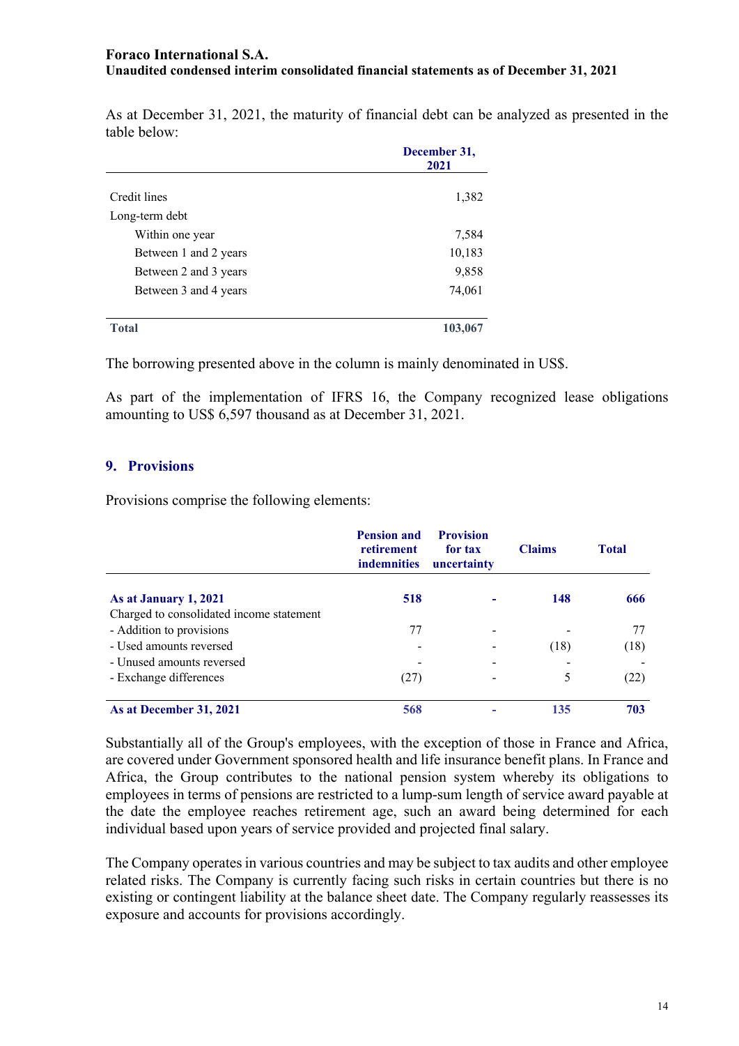As at December 31, 2021, the maturity of financial debt can be analyzed as presented in the table below:

| | December 31, 2021 |
|---|---|
| Credit lines | 1,382 |
| Long-term debt | |
| Within one year | 7,584 |
| Between 1 and 2 years | 10,183 |
| Between 2 and 3 years | 9,858 |
| Between 3 and 4 years | 74,061 |
| **Total** | **103,067** |

The borrowing presented above in the column is mainly denominated in US$.

As part of the implementation of IFRS 16, the Company recognized lease obligations amounting to US$ 6,597 thousand as at December 31, 2021.

## 9. Provisions

Provisions comprise the following elements:

| | Pension and retirement indemnities | Provision for tax uncertainty | Claims | Total |
|---|---|---|---|---|
| **As at January 1, 2021** | **518** | **-** | **148** | **666** |
| Charged to consolidated income statement | | | | |
| - Addition to provisions | 77 | - | - | 77 |
| - Used amounts reversed | - | - | (18) | (18) |
| - Unused amounts reversed | - | - | - | - |
| - Exchange differences | (27) | - | 5 | (22) |
| **As at December 31, 2021** | **568** | **-** | **135** | **703** |

Substantially all of the Group's employees, with the exception of those in France and Africa, are covered under Government sponsored health and life insurance benefit plans. In France and Africa, the Group contributes to the national pension system whereby its obligations to employees in terms of pensions are restricted to a lump-sum length of service award payable at the date the employee reaches retirement age, such an award being determined for each individual based upon years of service provided and projected final salary.

The Company operates in various countries and may be subject to tax audits and other employee related risks. The Company is currently facing such risks in certain countries but there is no existing or contingent liability at the balance sheet date. The Company regularly reassesses its exposure and accounts for provisions accordingly.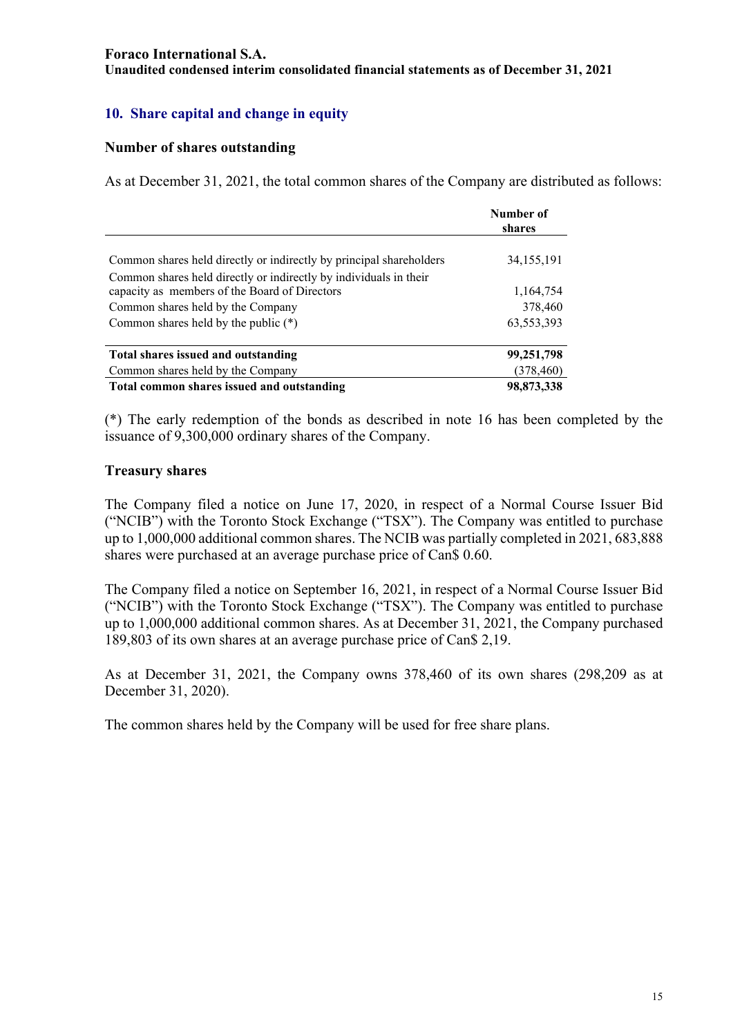## 10. Share capital and change in equity

### Number of shares outstanding

As at December 31, 2021, the total common shares of the Company are distributed as follows:

| | Number of shares |
|---|---|
| Common shares held directly or indirectly by principal shareholders | 34,155,191 |
| Common shares held directly or indirectly by individuals in their capacity as members of the Board of Directors | 1,164,754 |
| Common shares held by the Company | 378,460 |
| Common shares held by the public (*) | 63,553,393 |
| **Total shares issued and outstanding** | **99,251,798** |
| Common shares held by the Company | (378,460) |
| **Total common shares issued and outstanding** | **98,873,338** |

(*) The early redemption of the bonds as described in note 16 has been completed by the issuance of 9,300,000 ordinary shares of the Company.

### Treasury shares

The Company filed a notice on June 17, 2020, in respect of a Normal Course Issuer Bid ("NCIB") with the Toronto Stock Exchange ("TSX"). The Company was entitled to purchase up to 1,000,000 additional common shares. The NCIB was partially completed in 2021, 683,888 shares were purchased at an average purchase price of Can$ 0.60.

The Company filed a notice on September 16, 2021, in respect of a Normal Course Issuer Bid ("NCIB") with the Toronto Stock Exchange ("TSX"). The Company was entitled to purchase up to 1,000,000 additional common shares. As at December 31, 2021, the Company purchased 189,803 of its own shares at an average purchase price of Can$ 2,19.

As at December 31, 2021, the Company owns 378,460 of its own shares (298,209 as at December 31, 2020).

The common shares held by the Company will be used for free share plans.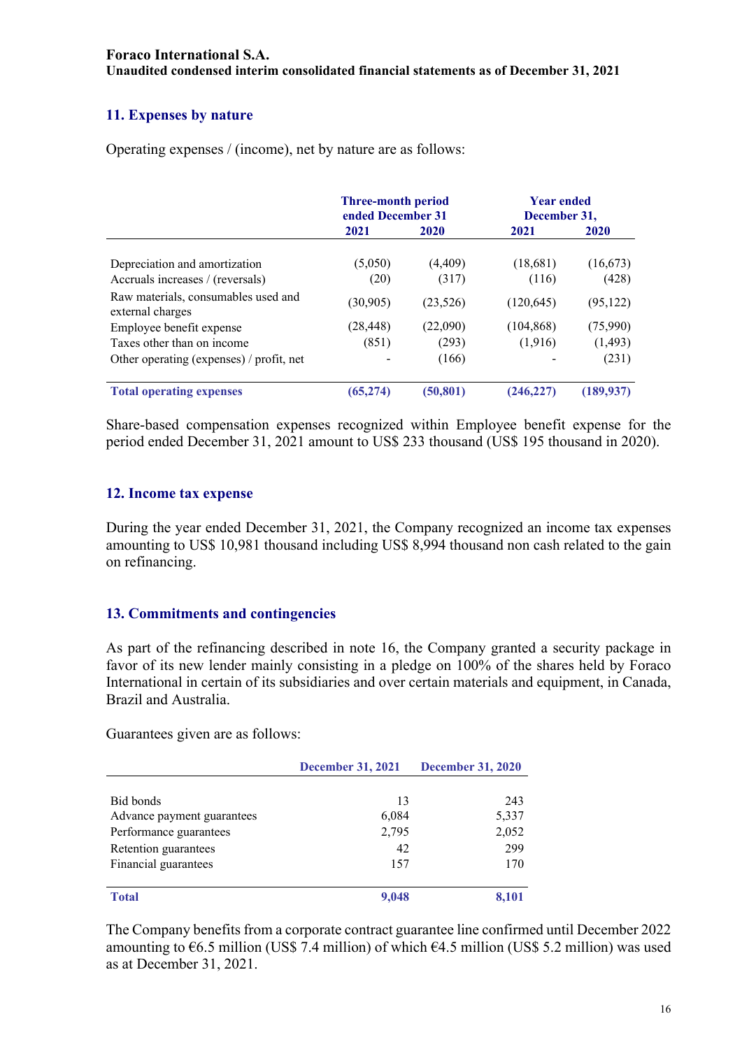## 11. Expenses by nature

Operating expenses / (income), net by nature are as follows:

| | Three-month period ended December 31 | | Year ended December 31, | |
|---|---|---|---|---|
| | 2021 | 2020 | 2021 | 2020 |
| Depreciation and amortization | (5,050) | (4,409) | (18,681) | (16,673) |
| Accruals increases / (reversals) | (20) | (317) | (116) | (428) |
| Raw materials, consumables used and external charges | (30,905) | (23,526) | (120,645) | (95,122) |
| Employee benefit expense | (28,448) | (22,090) | (104,868) | (75,990) |
| Taxes other than on income | (851) | (293) | (1,916) | (1,493) |
| Other operating (expenses) / profit, net | - | (166) | - | (231) |
| **Total operating expenses** | **(65,274)** | **(50,801)** | **(246,227)** | **(189,937)** |

Share-based compensation expenses recognized within Employee benefit expense for the period ended December 31, 2021 amount to US$ 233 thousand (US$ 195 thousand in 2020).

## 12. Income tax expense

During the year ended December 31, 2021, the Company recognized an income tax expenses amounting to US$ 10,981 thousand including US$ 8,994 thousand non cash related to the gain on refinancing.

## 13. Commitments and contingencies

As part of the refinancing described in note 16, the Company granted a security package in favor of its new lender mainly consisting in a pledge on 100% of the shares held by Foraco International in certain of its subsidiaries and over certain materials and equipment, in Canada, Brazil and Australia.

Guarantees given are as follows:

| | December 31, 2021 | December 31, 2020 |
|---|---|---|
| Bid bonds | 13 | 243 |
| Advance payment guarantees | 6,084 | 5,337 |
| Performance guarantees | 2,795 | 2,052 |
| Retention guarantees | 42 | 299 |
| Financial guarantees | 157 | 170 |
| **Total** | **9,048** | **8,101** |

The Company benefits from a corporate contract guarantee line confirmed until December 2022 amounting to €6.5 million (US$ 7.4 million) of which €4.5 million (US$ 5.2 million) was used as at December 31, 2021.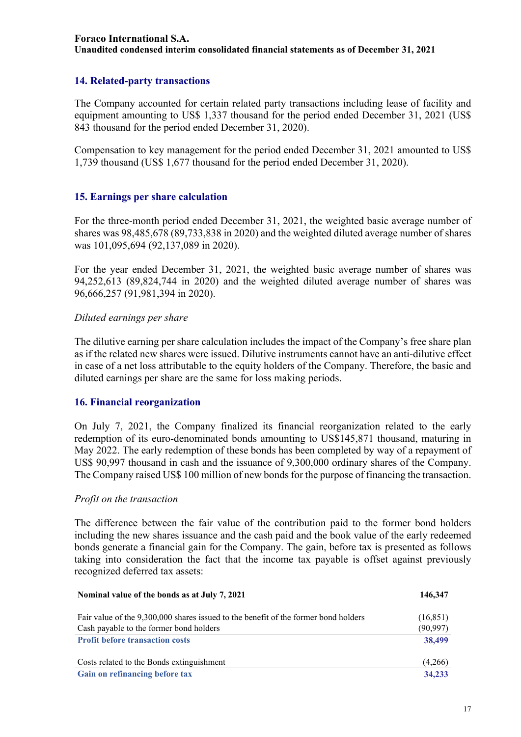Foraco International S.A.
Unaudited condensed interim consolidated financial statements as of December 31, 2021

## 14. Related-party transactions

The Company accounted for certain related party transactions including lease of facility and equipment amounting to US$ 1,337 thousand for the period ended December 31, 2021 (US$ 843 thousand for the period ended December 31, 2020).

Compensation to key management for the period ended December 31, 2021 amounted to US$ 1,739 thousand (US$ 1,677 thousand for the period ended December 31, 2020).

## 15. Earnings per share calculation

For the three-month period ended December 31, 2021, the weighted basic average number of shares was 98,485,678 (89,733,838 in 2020) and the weighted diluted average number of shares was 101,095,694 (92,137,089 in 2020).

For the year ended December 31, 2021, the weighted basic average number of shares was 94,252,613 (89,824,744 in 2020) and the weighted diluted average number of shares was 96,666,257 (91,981,394 in 2020).

*Diluted earnings per share*

The dilutive earning per share calculation includes the impact of the Company's free share plan as if the related new shares were issued. Dilutive instruments cannot have an anti-dilutive effect in case of a net loss attributable to the equity holders of the Company. Therefore, the basic and diluted earnings per share are the same for loss making periods.

## 16. Financial reorganization

On July 7, 2021, the Company finalized its financial reorganization related to the early redemption of its euro-denominated bonds amounting to US$145,871 thousand, maturing in May 2022. The early redemption of these bonds has been completed by way of a repayment of US$ 90,997 thousand in cash and the issuance of 9,300,000 ordinary shares of the Company. The Company raised US$ 100 million of new bonds for the purpose of financing the transaction.

*Profit on the transaction*

The difference between the fair value of the contribution paid to the former bond holders including the new shares issuance and the cash paid and the book value of the early redeemed bonds generate a financial gain for the Company. The gain, before tax is presented as follows taking into consideration the fact that the income tax payable is offset against previously recognized deferred tax assets:

| | |
|---|---|
| **Nominal value of the bonds as at July 7, 2021** | **146,347** |
| Fair value of the 9,300,000 shares issued to the benefit of the former bond holders | (16,851) |
| Cash payable to the former bond holders | (90,997) |
| **Profit before transaction costs** | **38,499** |
| Costs related to the Bonds extinguishment | (4,266) |
| **Gain on refinancing before tax** | **34,233** |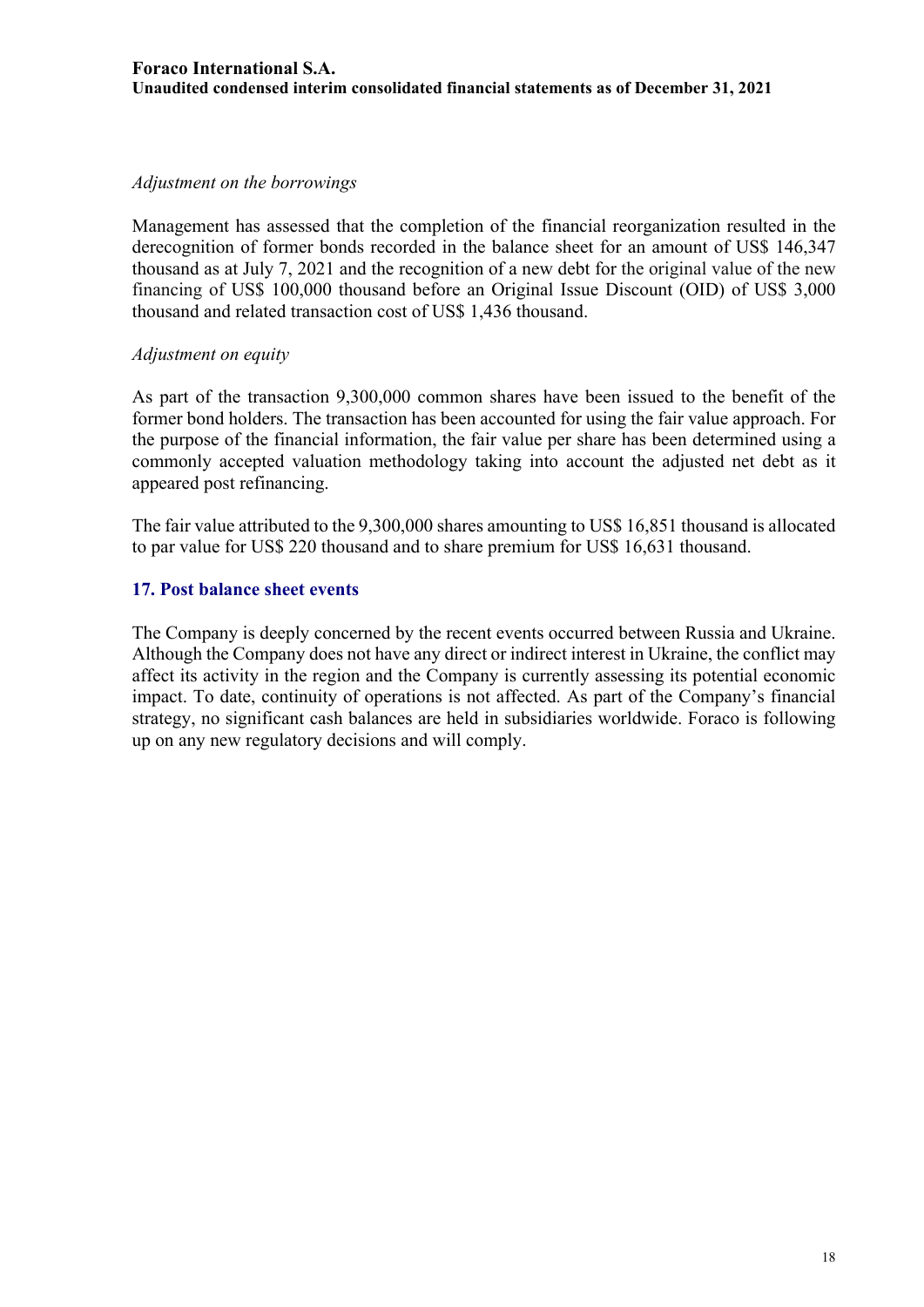*Adjustment on the borrowings*

Management has assessed that the completion of the financial reorganization resulted in the derecognition of former bonds recorded in the balance sheet for an amount of US$ 146,347 thousand as at July 7, 2021 and the recognition of a new debt for the original value of the new financing of US$ 100,000 thousand before an Original Issue Discount (OID) of US$ 3,000 thousand and related transaction cost of US$ 1,436 thousand.

*Adjustment on equity*

As part of the transaction 9,300,000 common shares have been issued to the benefit of the former bond holders. The transaction has been accounted for using the fair value approach. For the purpose of the financial information, the fair value per share has been determined using a commonly accepted valuation methodology taking into account the adjusted net debt as it appeared post refinancing.

The fair value attributed to the 9,300,000 shares amounting to US$ 16,851 thousand is allocated to par value for US$ 220 thousand and to share premium for US$ 16,631 thousand.

## 17. Post balance sheet events

The Company is deeply concerned by the recent events occurred between Russia and Ukraine. Although the Company does not have any direct or indirect interest in Ukraine, the conflict may affect its activity in the region and the Company is currently assessing its potential economic impact. To date, continuity of operations is not affected. As part of the Company's financial strategy, no significant cash balances are held in subsidiaries worldwide. Foraco is following up on any new regulatory decisions and will comply.